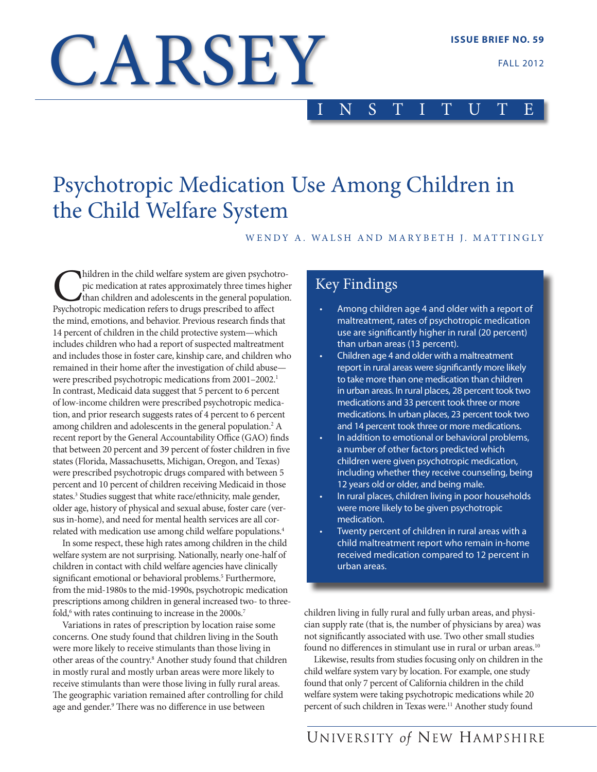# CARSEY INSTITUTE

**ISSUE BRIEF NO. 59**

FALL 2012

# Psychotropic Medication Use Among Children in the Child Welfare System

WENDY A. WALSH AND MARYBETH J. MATTINGLY

## Key Findings

- Among children age 4 and older with a report of maltreatment, rates of psychotropic medication use are significantly higher in rural (20 percent) than urban areas (13 percent).
- Children age 4 and older with a maltreatment report in rural areas were significantly more likely to take more than one medication than children in urban areas. In rural places, 28 percent took two medications and 33 percent took three or more medications. In urban places, 23 percent took two and 14 percent took three or more medications.
- In addition to emotional or behavioral problems, a number of other factors predicted which children were given psychotropic medication, including whether they receive counseling, being 12 years old or older, and being male.
- In rural places, children living in poor households were more likely to be given psychotropic medication.
- Twenty percent of children in rural areas with a child maltreatment report who remain in-home received medication compared to 12 percent in urban areas.

Children in the child welfare system are given psychotropic medication at rates approximately three times higher than children and adolescents in the general population. Psychotropic medication refers to drugs prescribed to affect the mind, emotions, and behavior. Previous research finds that 14 percent of children in the child protective system—which includes children who had a report of suspected maltreatment and includes those in foster care, kinship care, and children who remained in their home after the investigation of child abuse—were prescribed psychotropic medications from 2001–2002.[1] In contrast, Medicaid data suggest that 5 percent to 6 percent of low-income children were prescribed psychotropic medication, and prior research suggests rates of 4 percent to 6 percent among children and adolescents in the general population.[2] A recent report by the General Accountability Office (GAO) finds that between 20 percent and 39 percent of foster children in five states (Florida, Massachusetts, Michigan, Oregon, and Texas) were prescribed psychotropic drugs compared with between 5 percent and 10 percent of children receiving Medicaid in those states.[3] Studies suggest that white race/ethnicity, male gender, older age, history of physical and sexual abuse, foster care (versus in-home), and need for mental health services are all correlated with medication use among child welfare populations.[4]

In some respect, these high rates among children in the child welfare system are not surprising. Nationally, nearly one-half of children in contact with child welfare agencies have clinically significant emotional or behavioral problems.[5] Furthermore, from the mid-1980s to the mid-1990s, psychotropic medication prescriptions among children in general increased two- to three-fold,[6] with rates continuing to increase in the 2000s.[7]

Variations in rates of prescription by location raise some concerns. One study found that children living in the South were more likely to receive stimulants than those living in other areas of the country.[8] Another study found that children in mostly rural and mostly urban areas were more likely to receive stimulants than were those living in fully rural areas. The geographic variation remained after controlling for child age and gender.[9] There was no difference in use between children living in fully rural and fully urban areas, and physician supply rate (that is, the number of physicians by area) was not significantly associated with use. Two other small studies found no differences in stimulant use in rural or urban areas.[10]

Likewise, results from studies focusing only on children in the child welfare system vary by location. For example, one study found that only 7 percent of California children in the child welfare system were taking psychotropic medications while 20 percent of such children in Texas were.[11] Another study found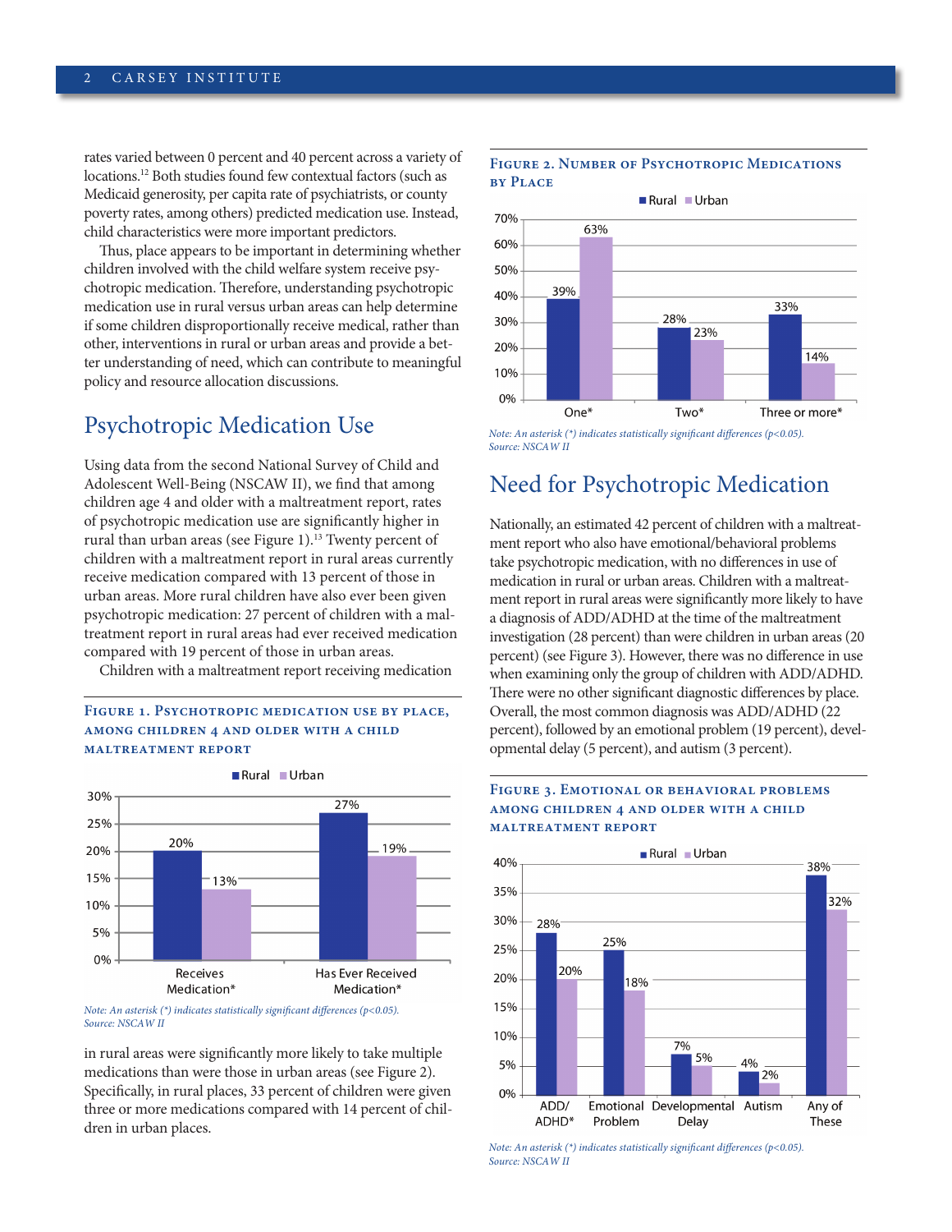rates varied between 0 percent and 40 percent across a variety of locations.[12] Both studies found few contextual factors (such as Medicaid generosity, per capita rate of psychiatrists, or county poverty rates, among others) predicted medication use. Instead, child characteristics were more important predictors.

Thus, place appears to be important in determining whether children involved with the child welfare system receive psychotropic medication. Therefore, understanding psychotropic medication use in rural versus urban areas can help determine if some children disproportionally receive medical, rather than other, interventions in rural or urban areas and provide a better understanding of need, which can contribute to meaningful policy and resource allocation discussions.

## Psychotropic Medication Use

Using data from the second National Survey of Child and Adolescent Well-Being (NSCAW II), we find that among children age 4 and older with a maltreatment report, rates of psychotropic medication use are significantly higher in rural than urban areas (see Figure 1).[13] Twenty percent of children with a maltreatment report in rural areas currently receive medication compared with 13 percent of those in urban areas. More rural children have also ever been given psychotropic medication: 27 percent of children with a maltreatment report in rural areas had ever received medication compared with 19 percent of those in urban areas.

Children with a maltreatment report receiving medication in rural areas were significantly more likely to take multiple medications than were those in urban areas (see Figure 2). Specifically, in rural places, 33 percent of children were given three or more medications compared with 14 percent of children in urban places.

**Figure 1. Psychotropic medication use by place, among children 4 and older with a child maltreatment report**

| | Rural | Urban |
|---|---|---|
| Receives Medication* | 20% | 13% |
| Has Ever Received Medication* | 27% | 19% |

*Note: An asterisk (*) indicates statistically significant differences (p<0.05).*
*Source: NSCAW II*

**Figure 2. Number of Psychotropic Medications by Place**

| | Rural | Urban |
|---|---|---|
| One* | 39% | 63% |
| Two* | 28% | 23% |
| Three or more* | 33% | 14% |

*Note: An asterisk (*) indicates statistically significant differences (p<0.05).*
*Source: NSCAW II*

## Need for Psychotropic Medication

Nationally, an estimated 42 percent of children with a maltreatment report who also have emotional/behavioral problems take psychotropic medication, with no differences in use of medication in rural or urban areas. Children with a maltreatment report in rural areas were significantly more likely to have a diagnosis of ADD/ADHD at the time of the maltreatment investigation (28 percent) than were children in urban areas (20 percent) (see Figure 3). However, there was no difference in use when examining only the group of children with ADD/ADHD. There were no other significant diagnostic differences by place. Overall, the most common diagnosis was ADD/ADHD (22 percent), followed by an emotional problem (19 percent), developmental delay (5 percent), and autism (3 percent).

**Figure 3. Emotional or behavioral problems among children 4 and older with a child maltreatment report**

| | Rural | Urban |
|---|---|---|
| ADD/ADHD* | 28% | 20% |
| Emotional Problem | 25% | 18% |
| Developmental Delay | 7% | 5% |
| Autism | 4% | 2% |
| Any of These | 38% | 32% |

*Note: An asterisk (*) indicates statistically significant differences (p<0.05).*
*Source: NSCAW II*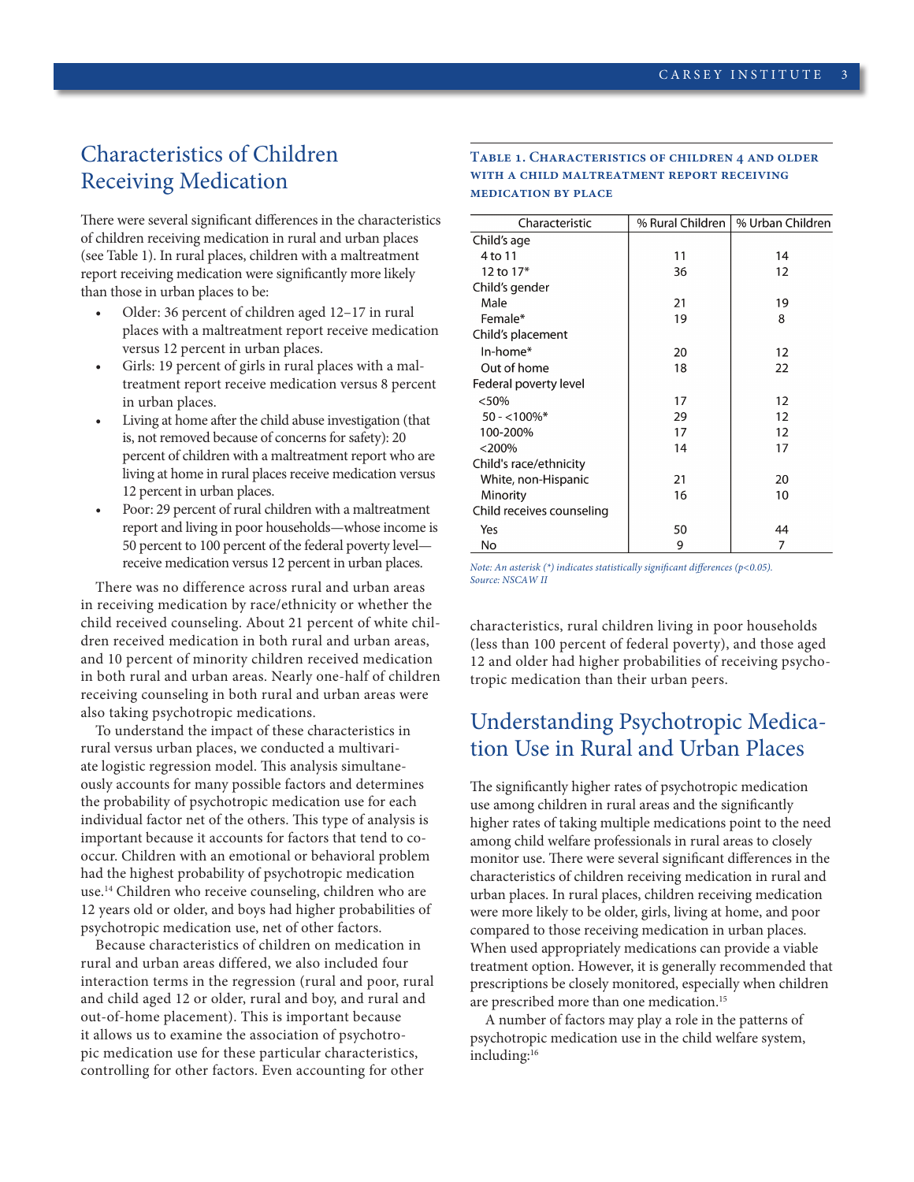## Characteristics of Children Receiving Medication

There were several significant differences in the characteristics of children receiving medication in rural and urban places (see Table 1). In rural places, children with a maltreatment report receiving medication were significantly more likely than those in urban places to be:

- Older: 36 percent of children aged 12–17 in rural places with a maltreatment report receive medication versus 12 percent in urban places.
- Girls: 19 percent of girls in rural places with a maltreatment report receive medication versus 8 percent in urban places.
- Living at home after the child abuse investigation (that is, not removed because of concerns for safety): 20 percent of children with a maltreatment report who are living at home in rural places receive medication versus 12 percent in urban places.
- Poor: 29 percent of rural children with a maltreatment report and living in poor households—whose income is 50 percent to 100 percent of the federal poverty level—receive medication versus 12 percent in urban places.

There was no difference across rural and urban areas in receiving medication by race/ethnicity or whether the child received counseling. About 21 percent of white children received medication in both rural and urban areas, and 10 percent of minority children received medication in both rural and urban areas. Nearly one-half of children receiving counseling in both rural and urban areas were also taking psychotropic medications.

To understand the impact of these characteristics in rural versus urban places, we conducted a multivariate logistic regression model. This analysis simultaneously accounts for many possible factors and determines the probability of psychotropic medication use for each individual factor net of the others. This type of analysis is important because it accounts for factors that tend to co-occur. Children with an emotional or behavioral problem had the highest probability of psychotropic medication use.[14] Children who receive counseling, children who are 12 years old or older, and boys had higher probabilities of psychotropic medication use, net of other factors.

Because characteristics of children on medication in rural and urban areas differed, we also included four interaction terms in the regression (rural and poor, rural and child aged 12 or older, rural and boy, and rural and out-of-home placement). This is important because it allows us to examine the association of psychotropic medication use for these particular characteristics, controlling for other factors. Even accounting for other characteristics, rural children living in poor households (less than 100 percent of federal poverty), and those aged 12 and older had higher probabilities of receiving psychotropic medication than their urban peers.

**Table 1. Characteristics of Children 4 and Older with a Child Maltreatment Report Receiving Medication by Place**

| Characteristic | % Rural Children | % Urban Children |
|---|---|---|
| Child's age | | |
| 4 to 11 | 11 | 14 |
| 12 to 17* | 36 | 12 |
| Child's gender | | |
| Male | 21 | 19 |
| Female* | 19 | 8 |
| Child's placement | | |
| In-home* | 20 | 12 |
| Out of home | 18 | 22 |
| Federal poverty level | | |
| <50% | 17 | 12 |
| 50 - <100%* | 29 | 12 |
| 100-200% | 17 | 12 |
| <200% | 14 | 17 |
| Child's race/ethnicity | | |
| White, non-Hispanic | 21 | 20 |
| Minority | 16 | 10 |
| Child receives counseling | | |
| Yes | 50 | 44 |
| No | 9 | 7 |

*Note: An asterisk (*) indicates statistically significant differences (p<0.05).*
*Source: NSCAW II*

## Understanding Psychotropic Medication Use in Rural and Urban Places

The significantly higher rates of psychotropic medication use among children in rural areas and the significantly higher rates of taking multiple medications point to the need among child welfare professionals in rural areas to closely monitor use. There were several significant differences in the characteristics of children receiving medication in rural and urban places. In rural places, children receiving medication were more likely to be older, girls, living at home, and poor compared to those receiving medication in urban places. When used appropriately medications can provide a viable treatment option. However, it is generally recommended that prescriptions be closely monitored, especially when children are prescribed more than one medication.[15]

A number of factors may play a role in the patterns of psychotropic medication use in the child welfare system, including:[16]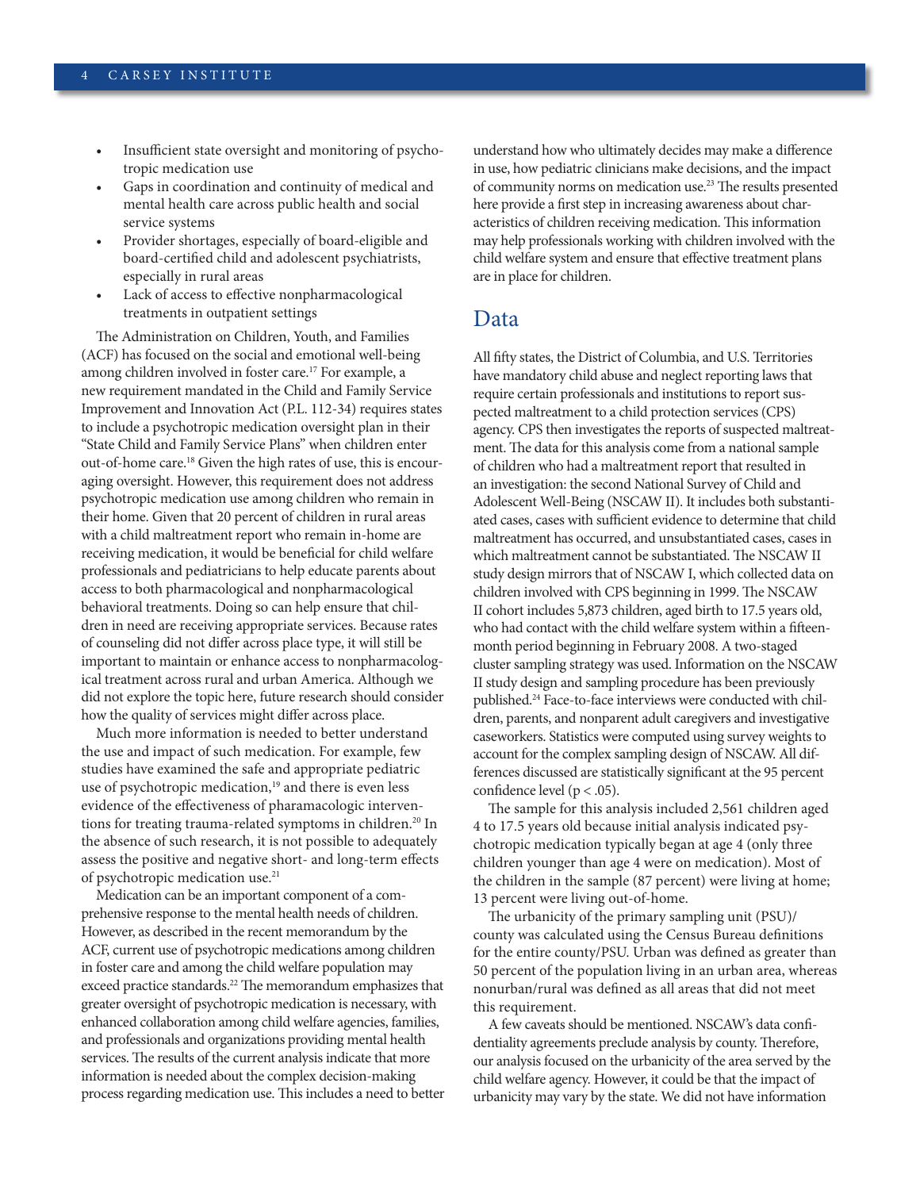- Insufficient state oversight and monitoring of psychotropic medication use
- Gaps in coordination and continuity of medical and mental health care across public health and social service systems
- Provider shortages, especially of board-eligible and board-certified child and adolescent psychiatrists, especially in rural areas
- Lack of access to effective nonpharmacological treatments in outpatient settings

The Administration on Children, Youth, and Families (ACF) has focused on the social and emotional well-being among children involved in foster care.[17] For example, a new requirement mandated in the Child and Family Service Improvement and Innovation Act (P.L. 112-34) requires states to include a psychotropic medication oversight plan in their "State Child and Family Service Plans" when children enter out-of-home care.[18] Given the high rates of use, this is encouraging oversight. However, this requirement does not address psychotropic medication use among children who remain in their home. Given that 20 percent of children in rural areas with a child maltreatment report who remain in-home are receiving medication, it would be beneficial for child welfare professionals and pediatricians to help educate parents about access to both pharmacological and nonpharmacological behavioral treatments. Doing so can help ensure that children in need are receiving appropriate services. Because rates of counseling did not differ across place type, it will still be important to maintain or enhance access to nonpharmacological treatment across rural and urban America. Although we did not explore the topic here, future research should consider how the quality of services might differ across place.

Much more information is needed to better understand the use and impact of such medication. For example, few studies have examined the safe and appropriate pediatric use of psychotropic medication,[19] and there is even less evidence of the effectiveness of pharamacologic interventions for treating trauma-related symptoms in children.[20] In the absence of such research, it is not possible to adequately assess the positive and negative short- and long-term effects of psychotropic medication use.[21]

Medication can be an important component of a comprehensive response to the mental health needs of children. However, as described in the recent memorandum by the ACF, current use of psychotropic medications among children in foster care and among the child welfare population may exceed practice standards.[22] The memorandum emphasizes that greater oversight of psychotropic medication is necessary, with enhanced collaboration among child welfare agencies, families, and professionals and organizations providing mental health services. The results of the current analysis indicate that more information is needed about the complex decision-making process regarding medication use. This includes a need to better understand how who ultimately decides may make a difference in use, how pediatric clinicians make decisions, and the impact of community norms on medication use.[23] The results presented here provide a first step in increasing awareness about characteristics of children receiving medication. This information may help professionals working with children involved with the child welfare system and ensure that effective treatment plans are in place for children.

## Data

All fifty states, the District of Columbia, and U.S. Territories have mandatory child abuse and neglect reporting laws that require certain professionals and institutions to report suspected maltreatment to a child protection services (CPS) agency. CPS then investigates the reports of suspected maltreatment. The data for this analysis come from a national sample of children who had a maltreatment report that resulted in an investigation: the second National Survey of Child and Adolescent Well-Being (NSCAW II). It includes both substantiated cases, cases with sufficient evidence to determine that child maltreatment has occurred, and unsubstantiated cases, cases in which maltreatment cannot be substantiated. The NSCAW II study design mirrors that of NSCAW I, which collected data on children involved with CPS beginning in 1999. The NSCAW II cohort includes 5,873 children, aged birth to 17.5 years old, who had contact with the child welfare system within a fifteen-month period beginning in February 2008. A two-staged cluster sampling strategy was used. Information on the NSCAW II study design and sampling procedure has been previously published.[24] Face-to-face interviews were conducted with children, parents, and nonparent adult caregivers and investigative caseworkers. Statistics were computed using survey weights to account for the complex sampling design of NSCAW. All differences discussed are statistically significant at the 95 percent confidence level ($p < .05$).

The sample for this analysis included 2,561 children aged 4 to 17.5 years old because initial analysis indicated psychotropic medication typically began at age 4 (only three children younger than age 4 were on medication). Most of the children in the sample (87 percent) were living at home; 13 percent were living out-of-home.

The urbanicity of the primary sampling unit (PSU)/county was calculated using the Census Bureau definitions for the entire county/PSU. Urban was defined as greater than 50 percent of the population living in an urban area, whereas nonurban/rural was defined as all areas that did not meet this requirement.

A few caveats should be mentioned. NSCAW's data confidentiality agreements preclude analysis by county. Therefore, our analysis focused on the urbanicity of the area served by the child welfare agency. However, it could be that the impact of urbanicity may vary by the state. We did not have information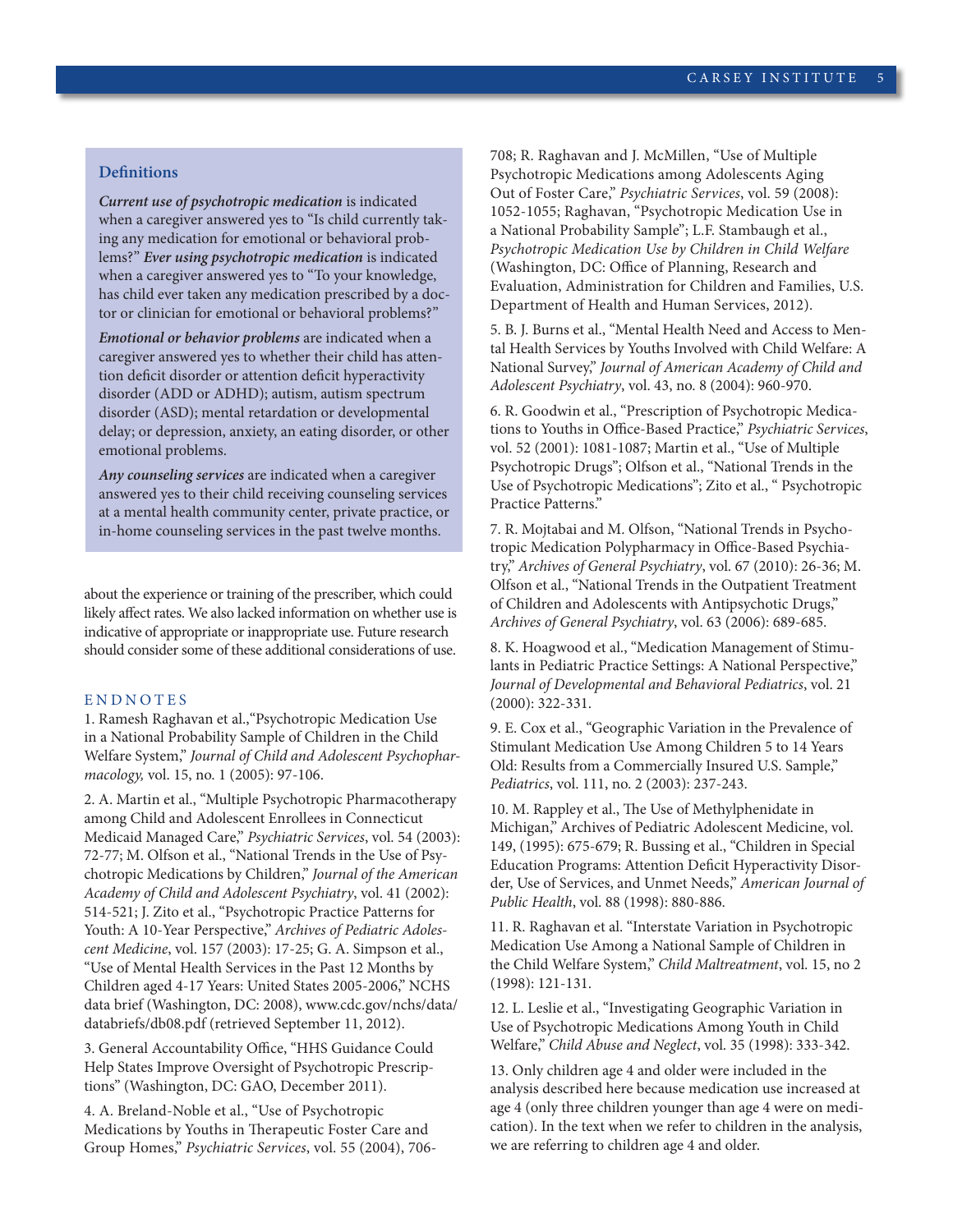### Definitions

***Current use of psychotropic medication*** is indicated when a caregiver answered yes to "Is child currently taking any medication for emotional or behavioral problems?" ***Ever using psychotropic medication*** is indicated when a caregiver answered yes to "To your knowledge, has child ever taken any medication prescribed by a doctor or clinician for emotional or behavioral problems?"

***Emotional or behavior problems*** are indicated when a caregiver answered yes to whether their child has attention deficit disorder or attention deficit hyperactivity disorder (ADD or ADHD); autism, autism spectrum disorder (ASD); mental retardation or developmental delay; or depression, anxiety, an eating disorder, or other emotional problems.

***Any counseling services*** are indicated when a caregiver answered yes to their child receiving counseling services at a mental health community center, private practice, or in-home counseling services in the past twelve months.

about the experience or training of the prescriber, which could likely affect rates. We also lacked information on whether use is indicative of appropriate or inappropriate use. Future research should consider some of these additional considerations of use.

## ENDNOTES

1. Ramesh Raghavan et al.,"Psychotropic Medication Use in a National Probability Sample of Children in the Child Welfare System," *Journal of Child and Adolescent Psychopharmacology,* vol. 15, no. 1 (2005): 97-106.

2. A. Martin et al., "Multiple Psychotropic Pharmacotherapy among Child and Adolescent Enrollees in Connecticut Medicaid Managed Care," *Psychiatric Services*, vol. 54 (2003): 72-77; M. Olfson et al., "National Trends in the Use of Psychotropic Medications by Children," *Journal of the American Academy of Child and Adolescent Psychiatry*, vol. 41 (2002): 514-521; J. Zito et al., "Psychotropic Practice Patterns for Youth: A 10-Year Perspective," *Archives of Pediatric Adolescent Medicine*, vol. 157 (2003): 17-25; G. A. Simpson et al., "Use of Mental Health Services in the Past 12 Months by Children aged 4-17 Years: United States 2005-2006," NCHS data brief (Washington, DC: 2008), www.cdc.gov/nchs/data/databriefs/db08.pdf (retrieved September 11, 2012).

3. General Accountability Office, "HHS Guidance Could Help States Improve Oversight of Psychotropic Prescriptions" (Washington, DC: GAO, December 2011).

4. A. Breland-Noble et al., "Use of Psychotropic Medications by Youths in Therapeutic Foster Care and Group Homes," *Psychiatric Services*, vol. 55 (2004), 706-708; R. Raghavan and J. McMillen, "Use of Multiple Psychotropic Medications among Adolescents Aging Out of Foster Care," *Psychiatric Services*, vol. 59 (2008): 1052-1055; Raghavan, "Psychotropic Medication Use in a National Probability Sample"; L.F. Stambaugh et al., *Psychotropic Medication Use by Children in Child Welfare* (Washington, DC: Office of Planning, Research and Evaluation, Administration for Children and Families, U.S. Department of Health and Human Services, 2012).

5. B. J. Burns et al., "Mental Health Need and Access to Mental Health Services by Youths Involved with Child Welfare: A National Survey," *Journal of American Academy of Child and Adolescent Psychiatry*, vol. 43, no. 8 (2004): 960-970.

6. R. Goodwin et al., "Prescription of Psychotropic Medications to Youths in Office-Based Practice," *Psychiatric Services*, vol. 52 (2001): 1081-1087; Martin et al., "Use of Multiple Psychotropic Drugs"; Olfson et al., "National Trends in the Use of Psychotropic Medications"; Zito et al., " Psychotropic Practice Patterns."

7. R. Mojtabai and M. Olfson, "National Trends in Psychotropic Medication Polypharmacy in Office-Based Psychiatry," *Archives of General Psychiatry*, vol. 67 (2010): 26-36; M. Olfson et al., "National Trends in the Outpatient Treatment of Children and Adolescents with Antipsychotic Drugs," *Archives of General Psychiatry*, vol. 63 (2006): 689-685.

8. K. Hoagwood et al., "Medication Management of Stimulants in Pediatric Practice Settings: A National Perspective," *Journal of Developmental and Behavioral Pediatrics*, vol. 21 (2000): 322-331.

9. E. Cox et al., "Geographic Variation in the Prevalence of Stimulant Medication Use Among Children 5 to 14 Years Old: Results from a Commercially Insured U.S. Sample," *Pediatrics*, vol. 111, no. 2 (2003): 237-243.

10. M. Rappley et al., The Use of Methylphenidate in Michigan," Archives of Pediatric Adolescent Medicine, vol. 149, (1995): 675-679; R. Bussing et al., "Children in Special Education Programs: Attention Deficit Hyperactivity Disorder, Use of Services, and Unmet Needs," *American Journal of Public Health*, vol. 88 (1998): 880-886.

11. R. Raghavan et al. "Interstate Variation in Psychotropic Medication Use Among a National Sample of Children in the Child Welfare System," *Child Maltreatment*, vol. 15, no 2 (1998): 121-131.

12. L. Leslie et al., "Investigating Geographic Variation in Use of Psychotropic Medications Among Youth in Child Welfare," *Child Abuse and Neglect*, vol. 35 (1998): 333-342.

13. Only children age 4 and older were included in the analysis described here because medication use increased at age 4 (only three children younger than age 4 were on medication). In the text when we refer to children in the analysis, we are referring to children age 4 and older.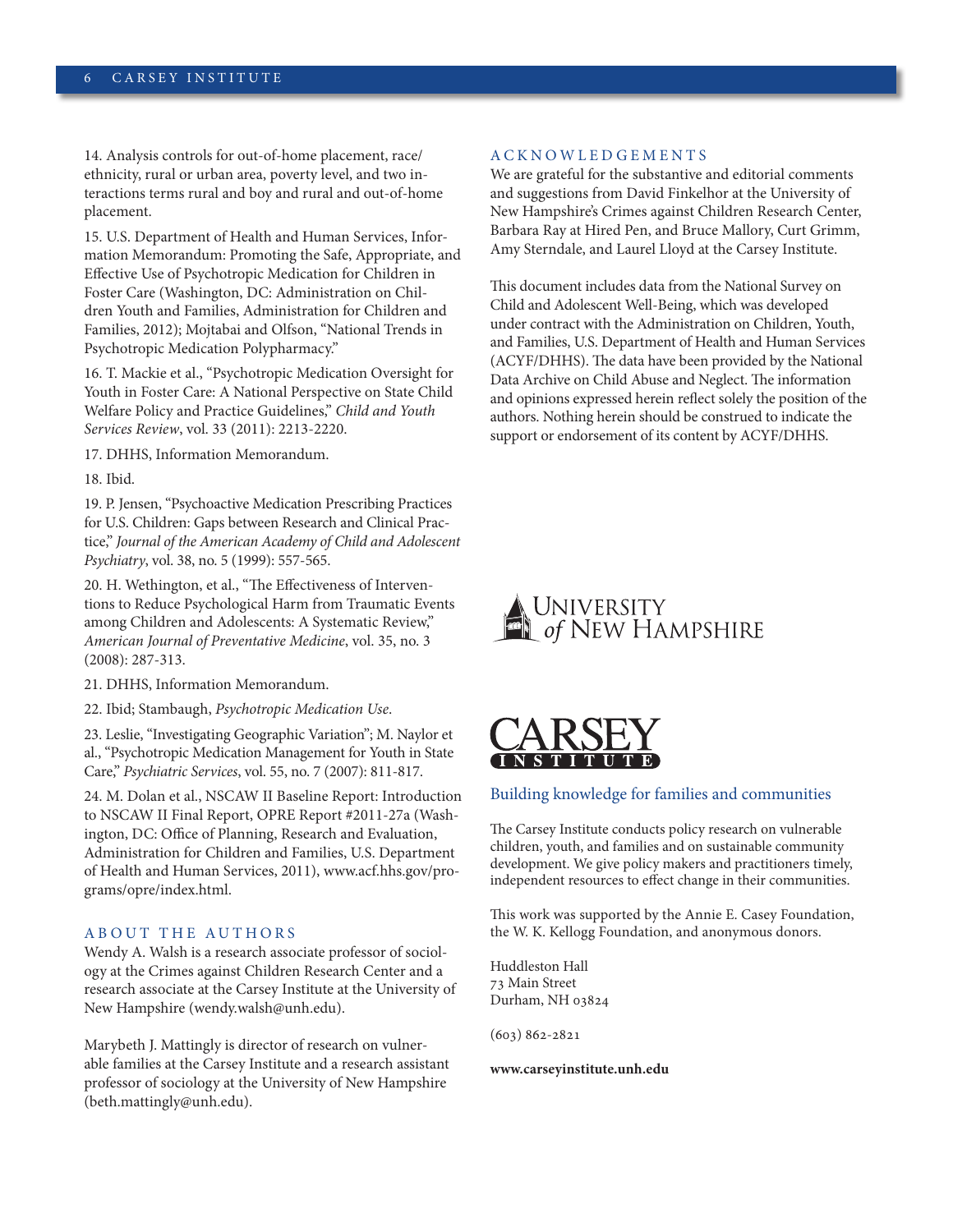14. Analysis controls for out-of-home placement, race/ethnicity, rural or urban area, poverty level, and two interactions terms rural and boy and rural and out-of-home placement.

15. U.S. Department of Health and Human Services, Information Memorandum: Promoting the Safe, Appropriate, and Effective Use of Psychotropic Medication for Children in Foster Care (Washington, DC: Administration on Children Youth and Families, Administration for Children and Families, 2012); Mojtabai and Olfson, "National Trends in Psychotropic Medication Polypharmacy."

16. T. Mackie et al., "Psychotropic Medication Oversight for Youth in Foster Care: A National Perspective on State Child Welfare Policy and Practice Guidelines," *Child and Youth Services Review*, vol. 33 (2011): 2213-2220.

17. DHHS, Information Memorandum.

18. Ibid.

19. P. Jensen, "Psychoactive Medication Prescribing Practices for U.S. Children: Gaps between Research and Clinical Practice," *Journal of the American Academy of Child and Adolescent Psychiatry*, vol. 38, no. 5 (1999): 557-565.

20. H. Wethington, et al., "The Effectiveness of Interventions to Reduce Psychological Harm from Traumatic Events among Children and Adolescents: A Systematic Review," *American Journal of Preventative Medicine*, vol. 35, no. 3 (2008): 287-313.

21. DHHS, Information Memorandum.

22. Ibid; Stambaugh, *Psychotropic Medication Use*.

23. Leslie, "Investigating Geographic Variation"; M. Naylor et al., "Psychotropic Medication Management for Youth in State Care," *Psychiatric Services*, vol. 55, no. 7 (2007): 811-817.

24. M. Dolan et al., NSCAW II Baseline Report: Introduction to NSCAW II Final Report, OPRE Report #2011-27a (Washington, DC: Office of Planning, Research and Evaluation, Administration for Children and Families, U.S. Department of Health and Human Services, 2011), www.acf.hhs.gov/programs/opre/index.html.

## About the Authors

Wendy A. Walsh is a research associate professor of sociology at the Crimes against Children Research Center and a research associate at the Carsey Institute at the University of New Hampshire (wendy.walsh@unh.edu).

Marybeth J. Mattingly is director of research on vulnerable families at the Carsey Institute and a research assistant professor of sociology at the University of New Hampshire (beth.mattingly@unh.edu).

## Acknowledgements

We are grateful for the substantive and editorial comments and suggestions from David Finkelhor at the University of New Hampshire's Crimes against Children Research Center, Barbara Ray at Hired Pen, and Bruce Mallory, Curt Grimm, Amy Sterndale, and Laurel Lloyd at the Carsey Institute.

This document includes data from the National Survey on Child and Adolescent Well-Being, which was developed under contract with the Administration on Children, Youth, and Families, U.S. Department of Health and Human Services (ACYF/DHHS). The data have been provided by the National Data Archive on Child Abuse and Neglect. The information and opinions expressed herein reflect solely the position of the authors. Nothing herein should be construed to indicate the support or endorsement of its content by ACYF/DHHS.

University of New Hampshire

CARSEY INSTITUTE

Building knowledge for families and communities

The Carsey Institute conducts policy research on vulnerable children, youth, and families and on sustainable community development. We give policy makers and practitioners timely, independent resources to effect change in their communities.

This work was supported by the Annie E. Casey Foundation, the W. K. Kellogg Foundation, and anonymous donors.

Huddleston Hall
73 Main Street
Durham, NH 03824

(603) 862-2821

**www.carseyinstitute.unh.edu**